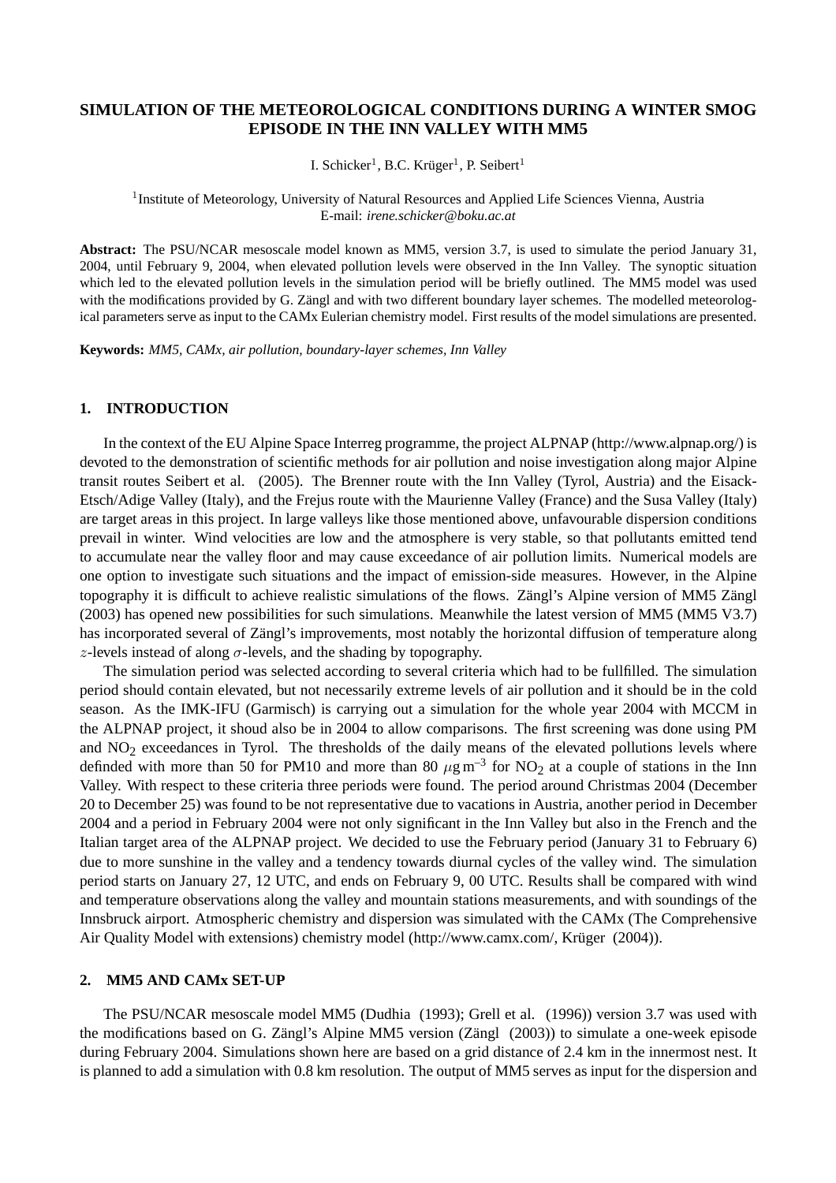# SIMULATION OF THE METEOROLOGICAL CONDITIONS DURING A WINTER SMOG EPISODE IN THE INN VALLEY WITH MM5

I. Schicker[1], B.C. Krüger[1], P. Seibert[1]

[1]Institute of Meteorology, University of Natural Resources and Applied Life Sciences Vienna, Austria
E-mail: *irene.schicker@boku.ac.at*

**Abstract:** The PSU/NCAR mesoscale model known as MM5, version 3.7, is used to simulate the period January 31, 2004, until February 9, 2004, when elevated pollution levels were observed in the Inn Valley. The synoptic situation which led to the elevated pollution levels in the simulation period will be briefly outlined. The MM5 model was used with the modifications provided by G. Zängl and with two different boundary layer schemes. The modelled meteorological parameters serve as input to the CAMx Eulerian chemistry model. First results of the model simulations are presented.

**Keywords:** *MM5, CAMx, air pollution, boundary-layer schemes, Inn Valley*

## 1. INTRODUCTION

In the context of the EU Alpine Space Interreg programme, the project ALPNAP (http://www.alpnap.org/) is devoted to the demonstration of scientific methods for air pollution and noise investigation along major Alpine transit routes Seibert et al. (2005). The Brenner route with the Inn Valley (Tyrol, Austria) and the Eisack-Etsch/Adige Valley (Italy), and the Frejus route with the Maurienne Valley (France) and the Susa Valley (Italy) are target areas in this project. In large valleys like those mentioned above, unfavourable dispersion conditions prevail in winter. Wind velocities are low and the atmosphere is very stable, so that pollutants emitted tend to accumulate near the valley floor and may cause exceedance of air pollution limits. Numerical models are one option to investigate such situations and the impact of emission-side measures. However, in the Alpine topography it is difficult to achieve realistic simulations of the flows. Zängl's Alpine version of MM5 Zängl (2003) has opened new possibilities for such simulations. Meanwhile the latest version of MM5 (MM5 V3.7) has incorporated several of Zängl's improvements, most notably the horizontal diffusion of temperature along $z$-levels instead of along $\sigma$-levels, and the shading by topography.

The simulation period was selected according to several criteria which had to be fullfilled. The simulation period should contain elevated, but not necessarily extreme levels of air pollution and it should be in the cold season. As the IMK-IFU (Garmisch) is carrying out a simulation for the whole year 2004 with MCCM in the ALPNAP project, it shoud also be in 2004 to allow comparisons. The first screening was done using PM and $NO_2$ exceedances in Tyrol. The thresholds of the daily means of the elevated pollutions levels where definded with more than 50 for PM10 and more than 80 $\mu g\,m^{-3}$ for $NO_2$ at a couple of stations in the Inn Valley. With respect to these criteria three periods were found. The period around Christmas 2004 (December 20 to December 25) was found to be not representative due to vacations in Austria, another period in December 2004 and a period in February 2004 were not only significant in the Inn Valley but also in the French and the Italian target area of the ALPNAP project. We decided to use the February period (January 31 to February 6) due to more sunshine in the valley and a tendency towards diurnal cycles of the valley wind. The simulation period starts on January 27, 12 UTC, and ends on February 9, 00 UTC. Results shall be compared with wind and temperature observations along the valley and mountain stations measurements, and with soundings of the Innsbruck airport. Atmospheric chemistry and dispersion was simulated with the CAMx (The Comprehensive Air Quality Model with extensions) chemistry model (http://www.camx.com/, Krüger (2004)).

## 2. MM5 AND CAMx SET-UP

The PSU/NCAR mesoscale model MM5 (Dudhia (1993); Grell et al. (1996)) version 3.7 was used with the modifications based on G. Zängl's Alpine MM5 version (Zängl (2003)) to simulate a one-week episode during February 2004. Simulations shown here are based on a grid distance of 2.4 km in the innermost nest. It is planned to add a simulation with 0.8 km resolution. The output of MM5 serves as input for the dispersion and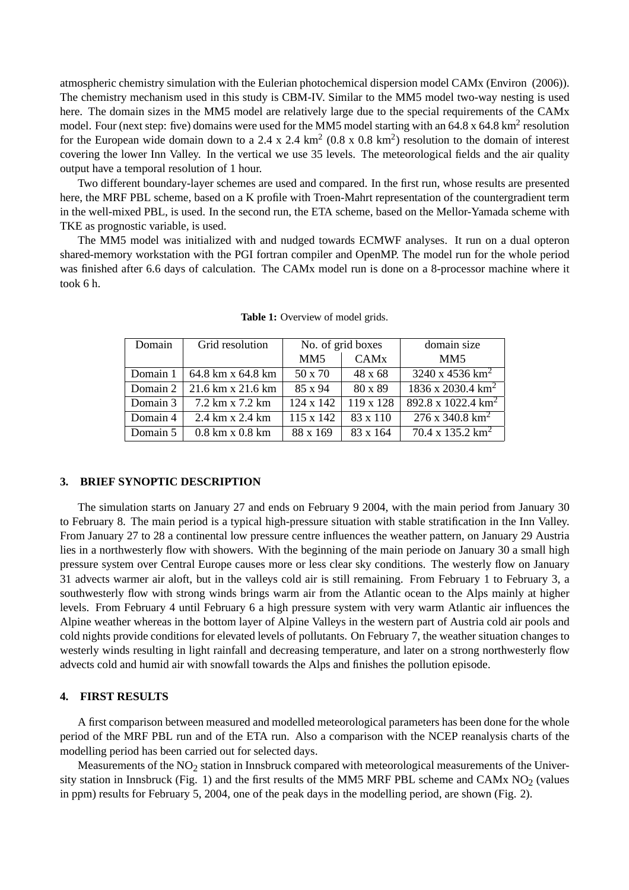atmospheric chemistry simulation with the Eulerian photochemical dispersion model CAMx (Environ (2006)). The chemistry mechanism used in this study is CBM-IV. Similar to the MM5 model two-way nesting is used here. The domain sizes in the MM5 model are relatively large due to the special requirements of the CAMx model. Four (next step: five) domains were used for the MM5 model starting with an 64.8 x 64.8 $km^2$ resolution for the European wide domain down to a 2.4 x 2.4 $km^2$ (0.8 x 0.8 $km^2$) resolution to the domain of interest covering the lower Inn Valley. In the vertical we use 35 levels. The meteorological fields and the air quality output have a temporal resolution of 1 hour.

Two different boundary-layer schemes are used and compared. In the first run, whose results are presented here, the MRF PBL scheme, based on a K profile with Troen-Mahrt representation of the countergradient term in the well-mixed PBL, is used. In the second run, the ETA scheme, based on the Mellor-Yamada scheme with TKE as prognostic variable, is used.

The MM5 model was initialized with and nudged towards ECMWF analyses. It run on a dual opteron shared-memory workstation with the PGI fortran compiler and OpenMP. The model run for the whole period was finished after 6.6 days of calculation. The CAMx model run is done on a 8-processor machine where it took 6 h.

**Table 1:** Overview of model grids.

| Domain | Grid resolution | No. of grid boxes | | domain size |
|---|---|---|---|---|
| | | MM5 | CAMx | MM5 |
| Domain 1 | 64.8 km x 64.8 km | 50 x 70 | 48 x 68 | 3240 x 4536 $km^2$ |
| Domain 2 | 21.6 km x 21.6 km | 85 x 94 | 80 x 89 | 1836 x 2030.4 $km^2$ |
| Domain 3 | 7.2 km x 7.2 km | 124 x 142 | 119 x 128 | 892.8 x 1022.4 $km^2$ |
| Domain 4 | 2.4 km x 2.4 km | 115 x 142 | 83 x 110 | 276 x 340.8 $km^2$ |
| Domain 5 | 0.8 km x 0.8 km | 88 x 169 | 83 x 164 | 70.4 x 135.2 $km^2$ |

## 3. BRIEF SYNOPTIC DESCRIPTION

The simulation starts on January 27 and ends on February 9 2004, with the main period from January 30 to February 8. The main period is a typical high-pressure situation with stable stratification in the Inn Valley. From January 27 to 28 a continental low pressure centre influences the weather pattern, on January 29 Austria lies in a northwesterly flow with showers. With the beginning of the main periode on January 30 a small high pressure system over Central Europe causes more or less clear sky conditions. The westerly flow on January 31 advects warmer air aloft, but in the valleys cold air is still remaining. From February 1 to February 3, a southwesterly flow with strong winds brings warm air from the Atlantic ocean to the Alps mainly at higher levels. From February 4 until February 6 a high pressure system with very warm Atlantic air influences the Alpine weather whereas in the bottom layer of Alpine Valleys in the western part of Austria cold air pools and cold nights provide conditions for elevated levels of pollutants. On February 7, the weather situation changes to westerly winds resulting in light rainfall and decreasing temperature, and later on a strong northwesterly flow advects cold and humid air with snowfall towards the Alps and finishes the pollution episode.

## 4. FIRST RESULTS

A first comparison between measured and modelled meteorological parameters has been done for the whole period of the MRF PBL run and of the ETA run. Also a comparison with the NCEP reanalysis charts of the modelling period has been carried out for selected days.

Measurements of the $NO_2$ station in Innsbruck compared with meteorological measurements of the University station in Innsbruck (Fig. 1) and the first results of the MM5 MRF PBL scheme and CAMx $NO_2$ (values in ppm) results for February 5, 2004, one of the peak days in the modelling period, are shown (Fig. 2).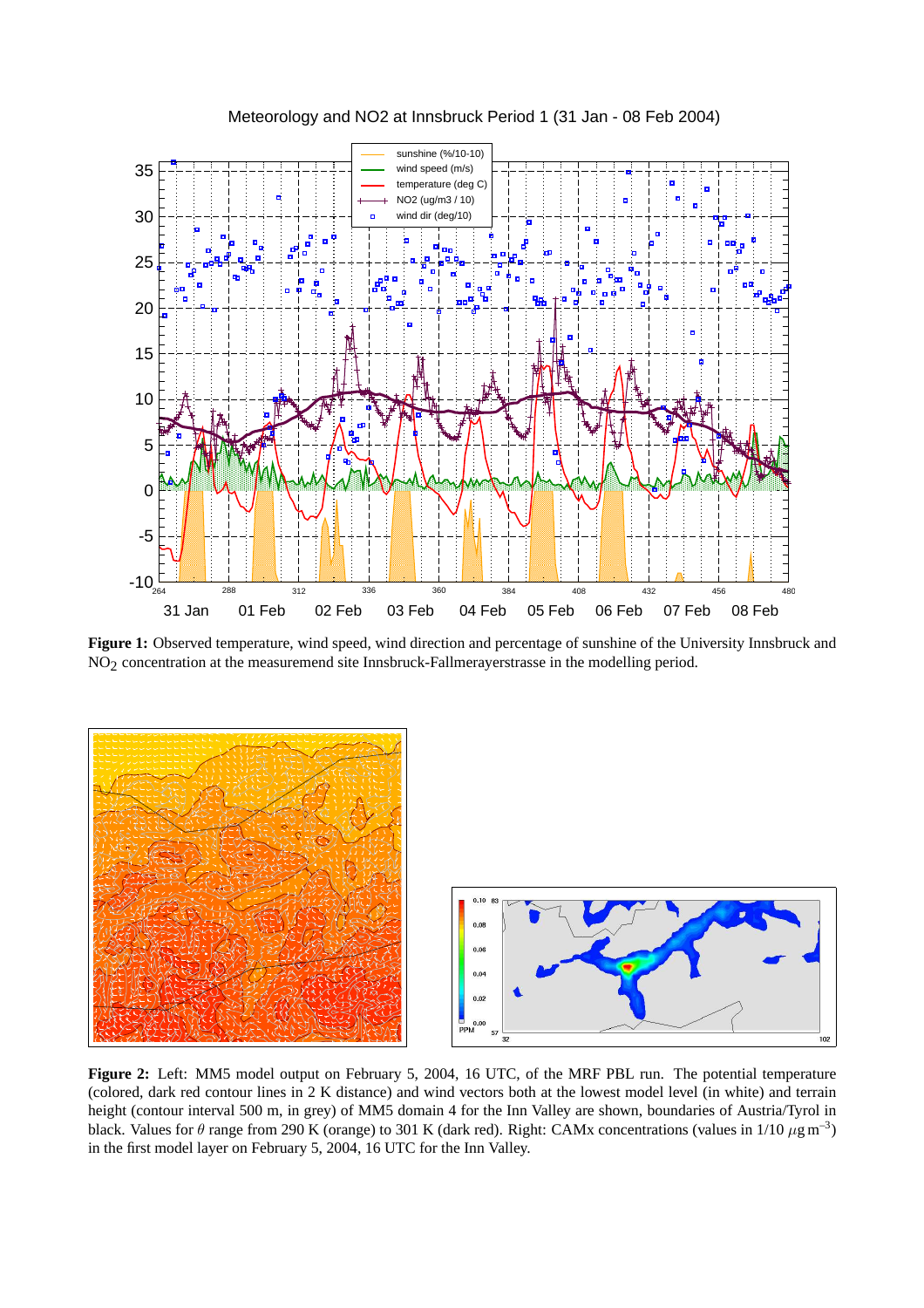**Figure 1:** Observed temperature, wind speed, wind direction and percentage of sunshine of the University Innsbruck and $NO_2$ concentration at the measuremend site Innsbruck-Fallmerayerstrasse in the modelling period.

**Figure 2:** Left: MM5 model output on February 5, 2004, 16 UTC, of the MRF PBL run. The potential temperature (colored, dark red contour lines in 2 K distance) and wind vectors both at the lowest model level (in white) and terrain height (contour interval 500 m, in grey) of MM5 domain 4 for the Inn Valley are shown, boundaries of Austria/Tyrol in black. Values for $\theta$ range from 290 K (orange) to 301 K (dark red). Right: CAMx concentrations (values in 1/10 $\mu g\,m^{-3}$) in the first model layer on February 5, 2004, 16 UTC for the Inn Valley.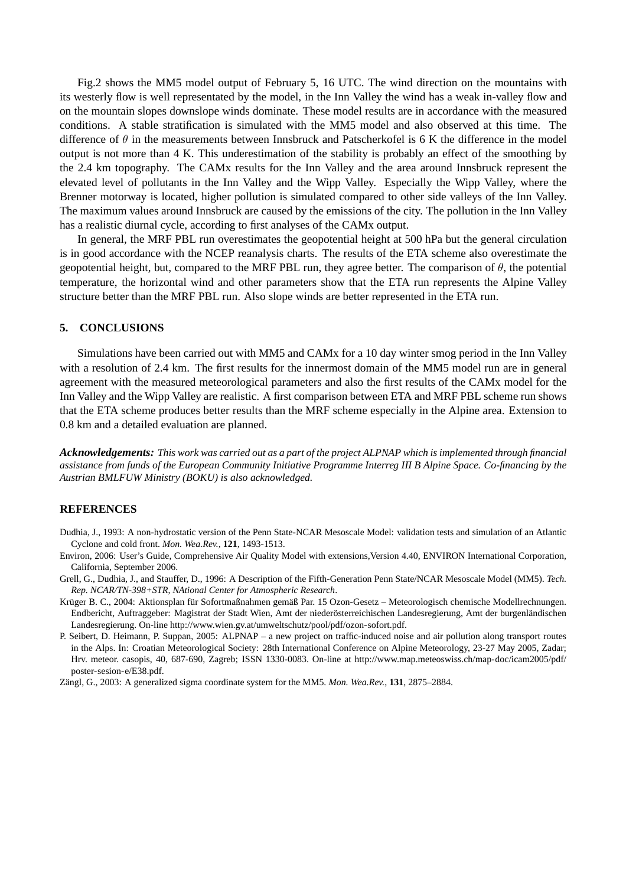Fig.2 shows the MM5 model output of February 5, 16 UTC. The wind direction on the mountains with its westerly flow is well representated by the model, in the Inn Valley the wind has a weak in-valley flow and on the mountain slopes downslope winds dominate. These model results are in accordance with the measured conditions. A stable stratification is simulated with the MM5 model and also observed at this time. The difference of $\theta$ in the measurements between Innsbruck and Patscherkofel is 6 K the difference in the model output is not more than 4 K. This underestimation of the stability is probably an effect of the smoothing by the 2.4 km topography. The CAMx results for the Inn Valley and the area around Innsbruck represent the elevated level of pollutants in the Inn Valley and the Wipp Valley. Especially the Wipp Valley, where the Brenner motorway is located, higher pollution is simulated compared to other side valleys of the Inn Valley. The maximum values around Innsbruck are caused by the emissions of the city. The pollution in the Inn Valley has a realistic diurnal cycle, according to first analyses of the CAMx output.

In general, the MRF PBL run overestimates the geopotential height at 500 hPa but the general circulation is in good accordance with the NCEP reanalysis charts. The results of the ETA scheme also overestimate the geopotential height, but, compared to the MRF PBL run, they agree better. The comparison of $\theta$, the potential temperature, the horizontal wind and other parameters show that the ETA run represents the Alpine Valley structure better than the MRF PBL run. Also slope winds are better represented in the ETA run.

## 5. CONCLUSIONS

Simulations have been carried out with MM5 and CAMx for a 10 day winter smog period in the Inn Valley with a resolution of 2.4 km. The first results for the innermost domain of the MM5 model run are in general agreement with the measured meteorological parameters and also the first results of the CAMx model for the Inn Valley and the Wipp Valley are realistic. A first comparison between ETA and MRF PBL scheme run shows that the ETA scheme produces better results than the MRF scheme especially in the Alpine area. Extension to 0.8 km and a detailed evaluation are planned.

***Acknowledgements:*** *This work was carried out as a part of the project ALPNAP which is implemented through financial assistance from funds of the European Community Initiative Programme Interreg III B Alpine Space. Co-financing by the Austrian BMLFUW Ministry (BOKU) is also acknowledged.*

## REFERENCES

Dudhia, J., 1993: A non-hydrostatic version of the Penn State-NCAR Mesoscale Model: validation tests and simulation of an Atlantic Cyclone and cold front. *Mon. Wea.Rev.*, **121**, 1493-1513.

Environ, 2006: User's Guide, Comprehensive Air Quality Model with extensions,Version 4.40, ENVIRON International Corporation, California, September 2006.

Grell, G., Dudhia, J., and Stauffer, D., 1996: A Description of the Fifth-Generation Penn State/NCAR Mesoscale Model (MM5). *Tech. Rep. NCAR/TN-398+STR, NAtional Center for Atmospheric Research*.

Krüger B. C., 2004: Aktionsplan für Sofortmaßnahmen gemäß Par. 15 Ozon-Gesetz – Meteorologisch chemische Modellrechnungen. Endbericht, Auftraggeber: Magistrat der Stadt Wien, Amt der niederösterreichischen Landesregierung, Amt der burgenländischen Landesregierung. On-line http://www.wien.gv.at/umweltschutz/pool/pdf/ozon-sofort.pdf.

P. Seibert, D. Heimann, P. Suppan, 2005: ALPNAP – a new project on traffic-induced noise and air pollution along transport routes in the Alps. In: Croatian Meteorological Society: 28th International Conference on Alpine Meteorology, 23-27 May 2005, Zadar; Hrv. meteor. casopis, 40, 687-690, Zagreb; ISSN 1330-0083. On-line at http://www.map.meteoswiss.ch/map-doc/icam2005/pdf/poster-sesion-e/E38.pdf.

Zängl, G., 2003: A generalized sigma coordinate system for the MM5. *Mon. Wea.Rev.*, **131**, 2875–2884.